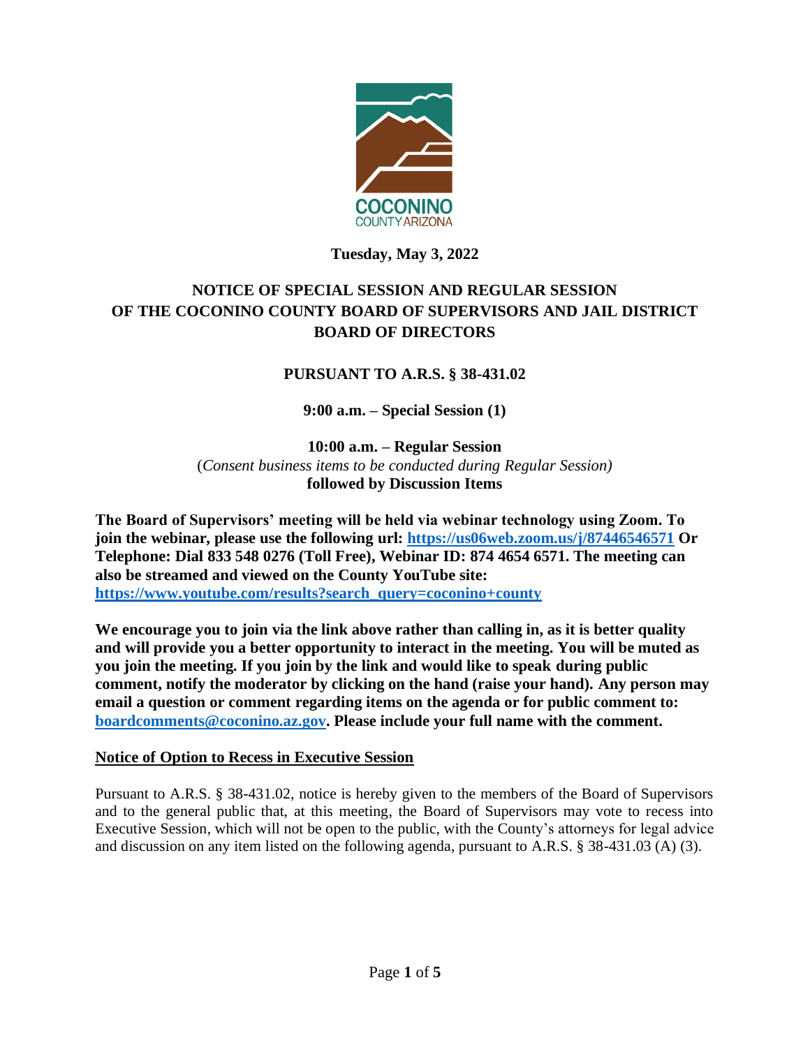COCONINO
COUNTY ARIZONA

**Tuesday, May 3, 2022**

# NOTICE OF SPECIAL SESSION AND REGULAR SESSION OF THE COCONINO COUNTY BOARD OF SUPERVISORS AND JAIL DISTRICT BOARD OF DIRECTORS

## PURSUANT TO A.R.S. § 38-431.02

**9:00 a.m. – Special Session (1)**

**10:00 a.m. – Regular Session**
(*Consent business items to be conducted during Regular Session)*
**followed by Discussion Items**

**The Board of Supervisors' meeting will be held via webinar technology using Zoom. To join the webinar, please use the following url: [https://us06web.zoom.us/j/87446546571](https://us06web.zoom.us/j/87446546571) Or Telephone: Dial 833 548 0276 (Toll Free), Webinar ID: 874 4654 6571. The meeting can also be streamed and viewed on the County YouTube site: [https://www.youtube.com/results?search_query=coconino+county](https://www.youtube.com/results?search_query=coconino+county)**

**We encourage you to join via the link above rather than calling in, as it is better quality and will provide you a better opportunity to interact in the meeting. You will be muted as you join the meeting. If you join by the link and would like to speak during public comment, notify the moderator by clicking on the hand (raise your hand). Any person may email a question or comment regarding items on the agenda or for public comment to: [boardcomments@coconino.az.gov](mailto:boardcomments@coconino.az.gov). Please include your full name with the comment.**

**Notice of Option to Recess in Executive Session**

Pursuant to A.R.S. § 38-431.02, notice is hereby given to the members of the Board of Supervisors and to the general public that, at this meeting, the Board of Supervisors may vote to recess into Executive Session, which will not be open to the public, with the County's attorneys for legal advice and discussion on any item listed on the following agenda, pursuant to A.R.S. § 38-431.03 (A) (3).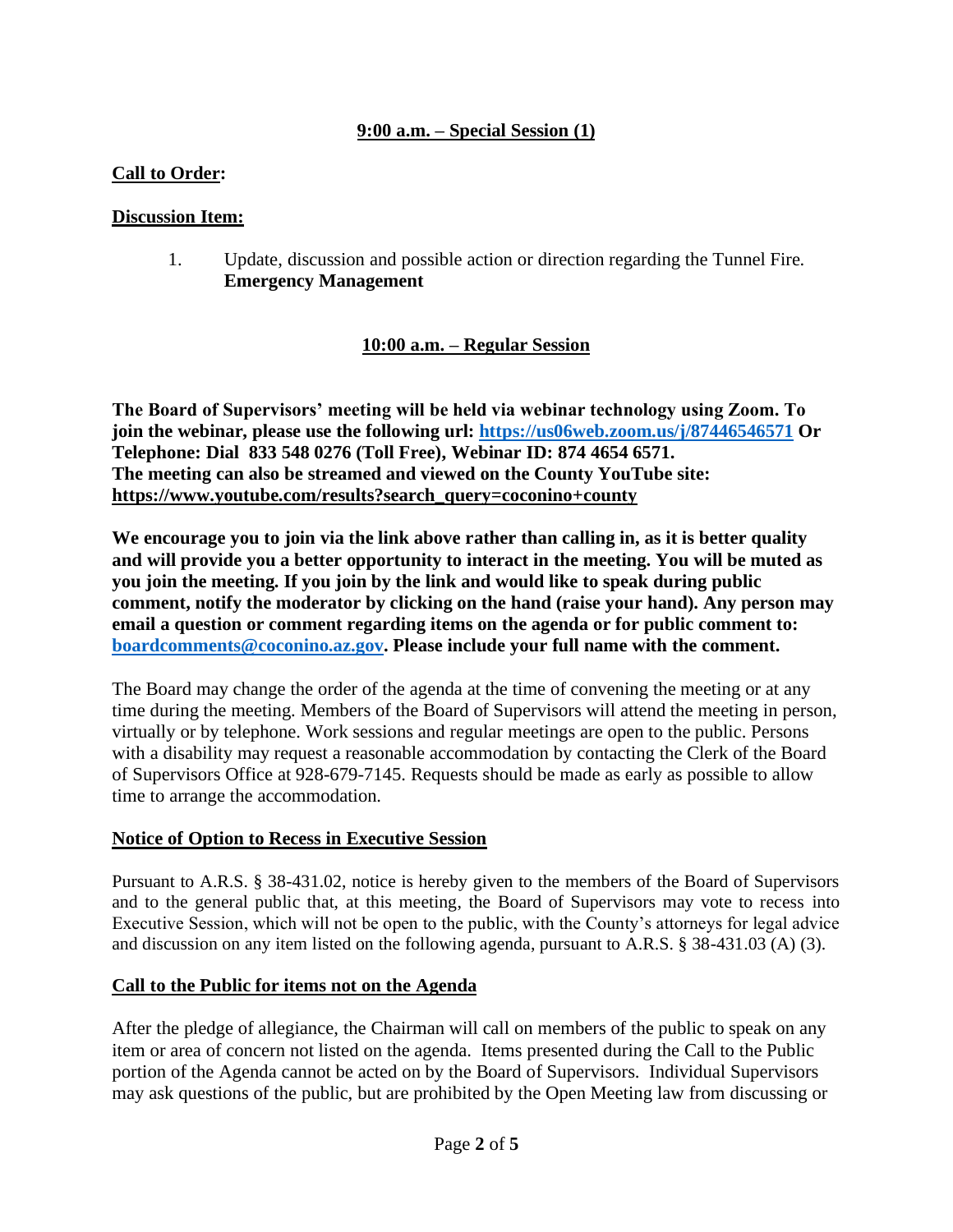**9:00 a.m. – Special Session (1)**

**Call to Order:**

**Discussion Item:**

1. Update, discussion and possible action or direction regarding the Tunnel Fire.
   **Emergency Management**

**10:00 a.m. – Regular Session**

**The Board of Supervisors' meeting will be held via webinar technology using Zoom. To join the webinar, please use the following url: https://us06web.zoom.us/j/87446546571 Or Telephone: Dial 833 548 0276 (Toll Free), Webinar ID: 874 4654 6571.**
**The meeting can also be streamed and viewed on the County YouTube site: https://www.youtube.com/results?search_query=coconino+county**

**We encourage you to join via the link above rather than calling in, as it is better quality and will provide you a better opportunity to interact in the meeting. You will be muted as you join the meeting. If you join by the link and would like to speak during public comment, notify the moderator by clicking on the hand (raise your hand). Any person may email a question or comment regarding items on the agenda or for public comment to: boardcomments@coconino.az.gov. Please include your full name with the comment.**

The Board may change the order of the agenda at the time of convening the meeting or at any time during the meeting. Members of the Board of Supervisors will attend the meeting in person, virtually or by telephone. Work sessions and regular meetings are open to the public. Persons with a disability may request a reasonable accommodation by contacting the Clerk of the Board of Supervisors Office at 928-679-7145. Requests should be made as early as possible to allow time to arrange the accommodation.

**Notice of Option to Recess in Executive Session**

Pursuant to A.R.S. § 38-431.02, notice is hereby given to the members of the Board of Supervisors and to the general public that, at this meeting, the Board of Supervisors may vote to recess into Executive Session, which will not be open to the public, with the County's attorneys for legal advice and discussion on any item listed on the following agenda, pursuant to A.R.S. § 38-431.03 (A) (3).

**Call to the Public for items not on the Agenda**

After the pledge of allegiance, the Chairman will call on members of the public to speak on any item or area of concern not listed on the agenda. Items presented during the Call to the Public portion of the Agenda cannot be acted on by the Board of Supervisors. Individual Supervisors may ask questions of the public, but are prohibited by the Open Meeting law from discussing or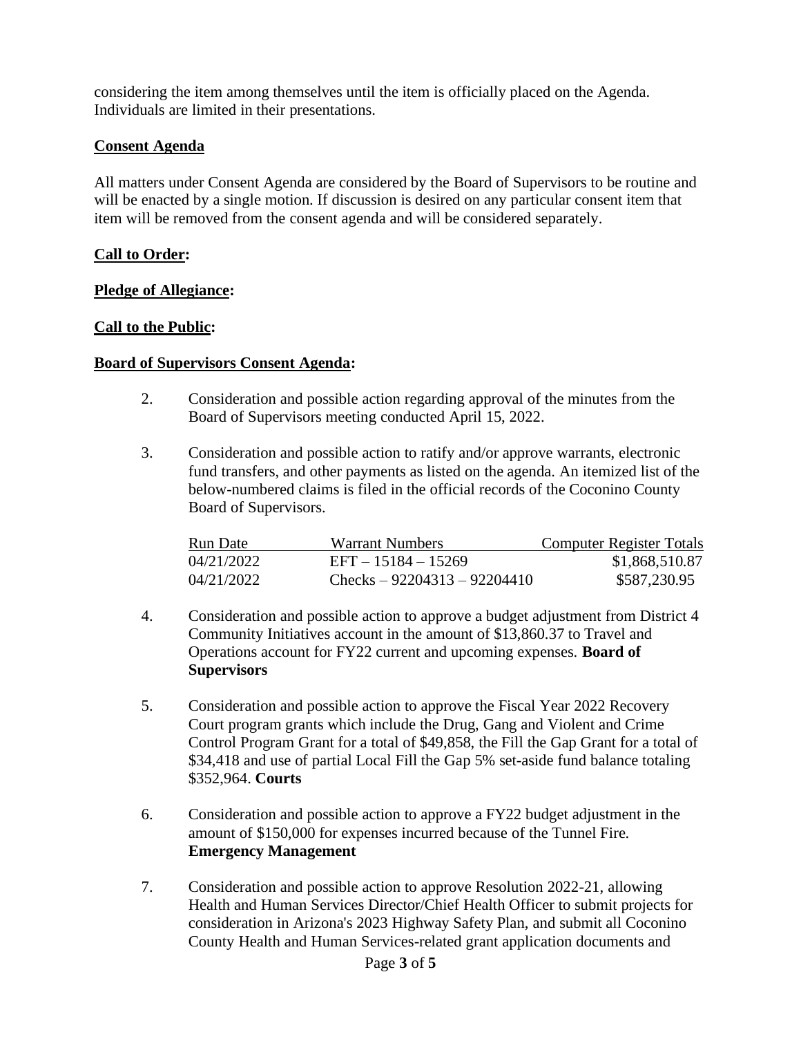considering the item among themselves until the item is officially placed on the Agenda. Individuals are limited in their presentations.

**Consent Agenda**

All matters under Consent Agenda are considered by the Board of Supervisors to be routine and will be enacted by a single motion. If discussion is desired on any particular consent item that item will be removed from the consent agenda and will be considered separately.

**Call to Order:**

**Pledge of Allegiance:**

**Call to the Public:**

**Board of Supervisors Consent Agenda:**

2. Consideration and possible action regarding approval of the minutes from the Board of Supervisors meeting conducted April 15, 2022.

3. Consideration and possible action to ratify and/or approve warrants, electronic fund transfers, and other payments as listed on the agenda. An itemized list of the below-numbered claims is filed in the official records of the Coconino County Board of Supervisors.

| Run Date | Warrant Numbers | Computer Register Totals |
|---|---|---|
| 04/21/2022 | EFT – 15184 – 15269 | $1,868,510.87 |
| 04/21/2022 | Checks – 92204313 – 92204410 | $587,230.95 |

4. Consideration and possible action to approve a budget adjustment from District 4 Community Initiatives account in the amount of $13,860.37 to Travel and Operations account for FY22 current and upcoming expenses. **Board of Supervisors**

5. Consideration and possible action to approve the Fiscal Year 2022 Recovery Court program grants which include the Drug, Gang and Violent and Crime Control Program Grant for a total of $49,858, the Fill the Gap Grant for a total of $34,418 and use of partial Local Fill the Gap 5% set-aside fund balance totaling $352,964. **Courts**

6. Consideration and possible action to approve a FY22 budget adjustment in the amount of $150,000 for expenses incurred because of the Tunnel Fire. **Emergency Management**

7. Consideration and possible action to approve Resolution 2022-21, allowing Health and Human Services Director/Chief Health Officer to submit projects for consideration in Arizona's 2023 Highway Safety Plan, and submit all Coconino County Health and Human Services-related grant application documents and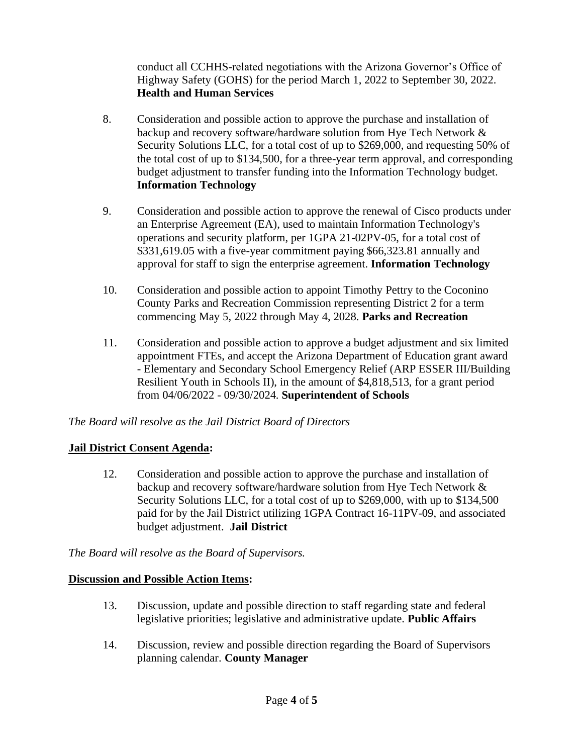conduct all CCHHS-related negotiations with the Arizona Governor's Office of Highway Safety (GOHS) for the period March 1, 2022 to September 30, 2022. **Health and Human Services**

8. Consideration and possible action to approve the purchase and installation of backup and recovery software/hardware solution from Hye Tech Network & Security Solutions LLC, for a total cost of up to $269,000, and requesting 50% of the total cost of up to $134,500, for a three-year term approval, and corresponding budget adjustment to transfer funding into the Information Technology budget. **Information Technology**

9. Consideration and possible action to approve the renewal of Cisco products under an Enterprise Agreement (EA), used to maintain Information Technology's operations and security platform, per 1GPA 21-02PV-05, for a total cost of $331,619.05 with a five-year commitment paying $66,323.81 annually and approval for staff to sign the enterprise agreement. **Information Technology**

10. Consideration and possible action to appoint Timothy Pettry to the Coconino County Parks and Recreation Commission representing District 2 for a term commencing May 5, 2022 through May 4, 2028. **Parks and Recreation**

11. Consideration and possible action to approve a budget adjustment and six limited appointment FTEs, and accept the Arizona Department of Education grant award - Elementary and Secondary School Emergency Relief (ARP ESSER III/Building Resilient Youth in Schools II), in the amount of $4,818,513, for a grant period from 04/06/2022 - 09/30/2024. **Superintendent of Schools**

*The Board will resolve as the Jail District Board of Directors*

**Jail District Consent Agenda:**

12. Consideration and possible action to approve the purchase and installation of backup and recovery software/hardware solution from Hye Tech Network & Security Solutions LLC, for a total cost of up to $269,000, with up to $134,500 paid for by the Jail District utilizing 1GPA Contract 16-11PV-09, and associated budget adjustment. **Jail District**

*The Board will resolve as the Board of Supervisors.*

**Discussion and Possible Action Items:**

13. Discussion, update and possible direction to staff regarding state and federal legislative priorities; legislative and administrative update. **Public Affairs**

14. Discussion, review and possible direction regarding the Board of Supervisors planning calendar. **County Manager**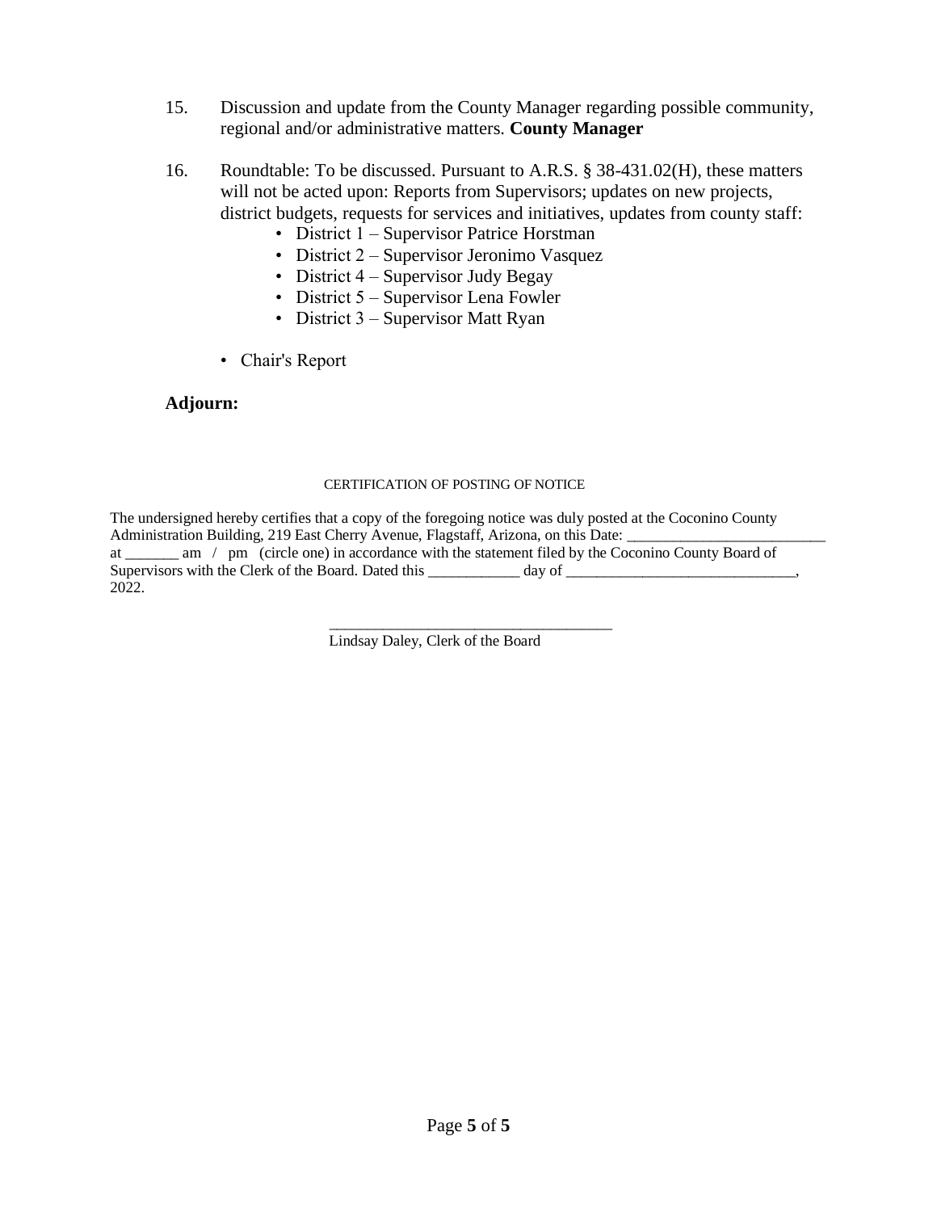15. Discussion and update from the County Manager regarding possible community, regional and/or administrative matters. **County Manager**

16. Roundtable: To be discussed. Pursuant to A.R.S. § 38-431.02(H), these matters will not be acted upon: Reports from Supervisors; updates on new projects, district budgets, requests for services and initiatives, updates from county staff:
    - District 1 – Supervisor Patrice Horstman
    - District 2 – Supervisor Jeronimo Vasquez
    - District 4 – Supervisor Judy Begay
    - District 5 – Supervisor Lena Fowler
    - District 3 – Supervisor Matt Ryan

- Chair's Report

**Adjourn:**

CERTIFICATION OF POSTING OF NOTICE

The undersigned hereby certifies that a copy of the foregoing notice was duly posted at the Coconino County Administration Building, 219 East Cherry Avenue, Flagstaff, Arizona, on this Date: __________________________ at _______ am / pm (circle one) in accordance with the statement filed by the Coconino County Board of Supervisors with the Clerk of the Board. Dated this ____________ day of ______________________________, 2022.

_____________________________________
Lindsay Daley, Clerk of the Board